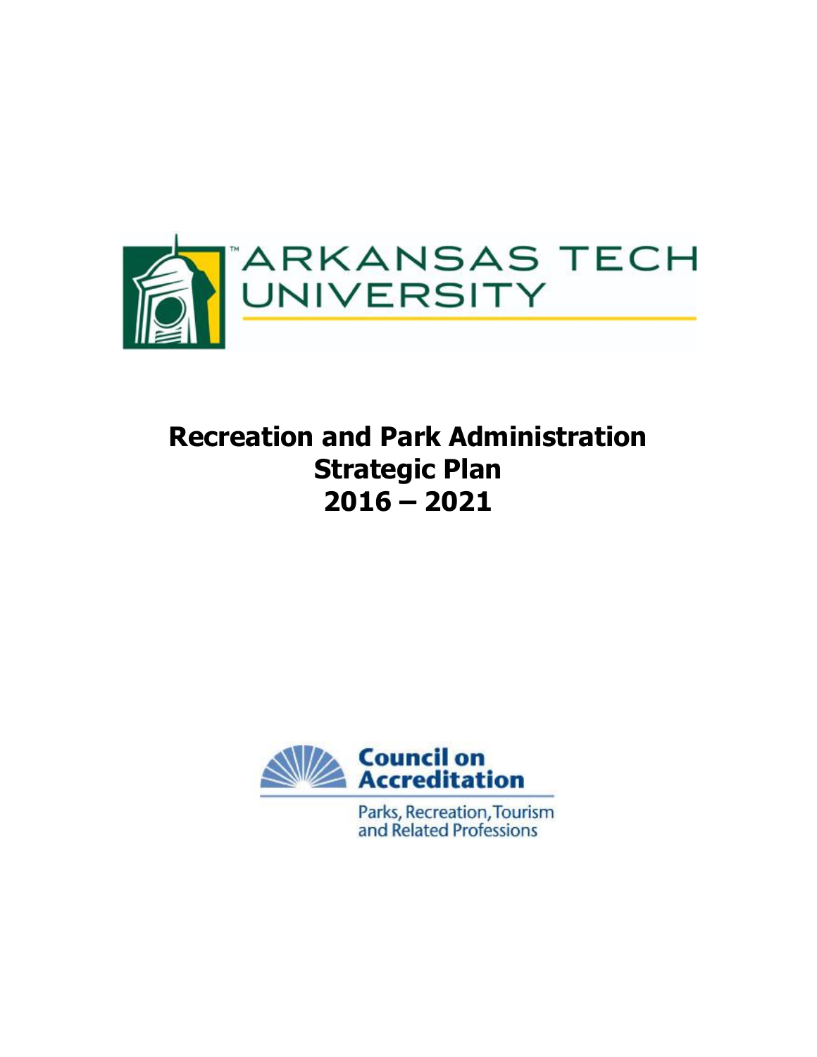ARKANSAS TECH UNIVERSITY

# Recreation and Park Administration Strategic Plan 2016 – 2021

Council on Accreditation

Parks, Recreation, Tourism and Related Professions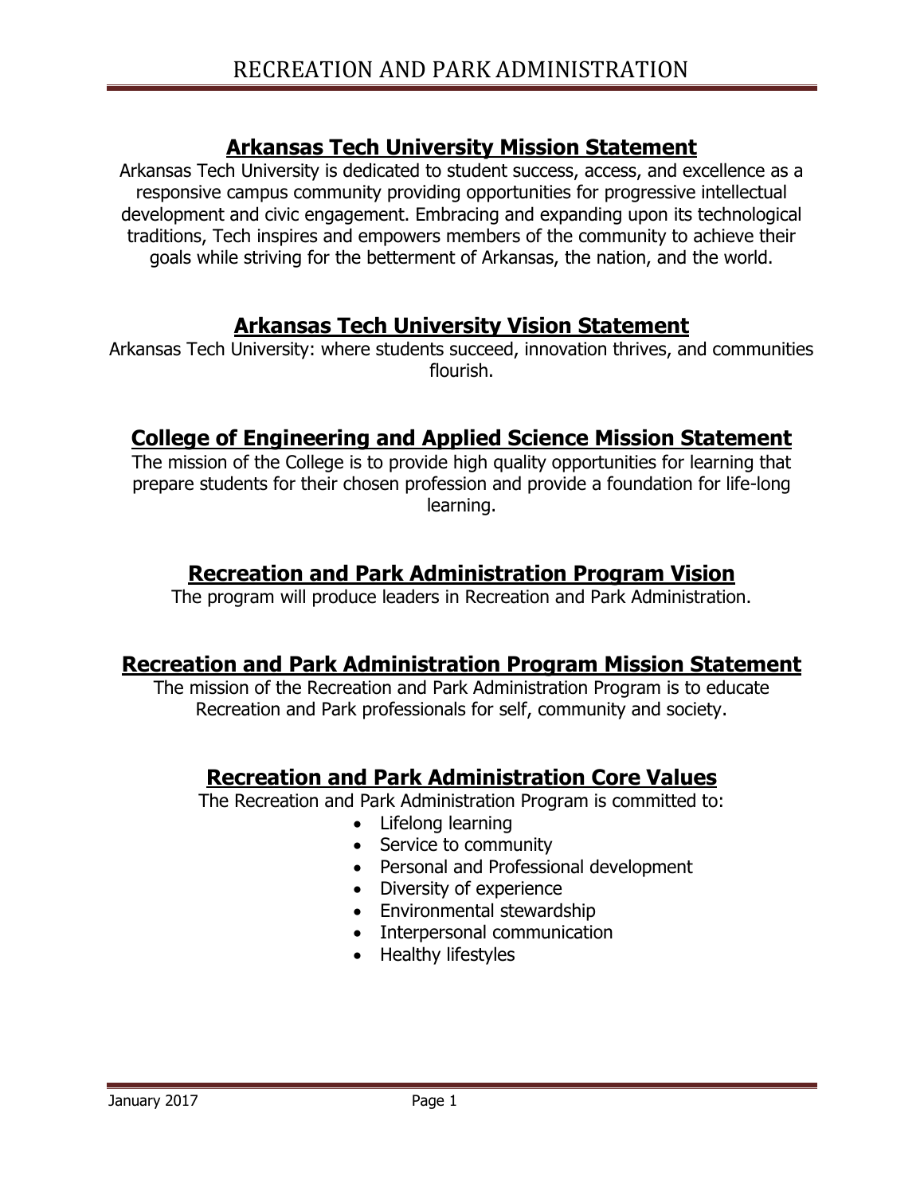## Arkansas Tech University Mission Statement

Arkansas Tech University is dedicated to student success, access, and excellence as a responsive campus community providing opportunities for progressive intellectual development and civic engagement. Embracing and expanding upon its technological traditions, Tech inspires and empowers members of the community to achieve their goals while striving for the betterment of Arkansas, the nation, and the world.

## Arkansas Tech University Vision Statement

Arkansas Tech University: where students succeed, innovation thrives, and communities flourish.

## College of Engineering and Applied Science Mission Statement

The mission of the College is to provide high quality opportunities for learning that prepare students for their chosen profession and provide a foundation for life-long learning.

## Recreation and Park Administration Program Vision

The program will produce leaders in Recreation and Park Administration.

## Recreation and Park Administration Program Mission Statement

The mission of the Recreation and Park Administration Program is to educate Recreation and Park professionals for self, community and society.

## Recreation and Park Administration Core Values

The Recreation and Park Administration Program is committed to:

- Lifelong learning
- Service to community
- Personal and Professional development
- Diversity of experience
- Environmental stewardship
- Interpersonal communication
- Healthy lifestyles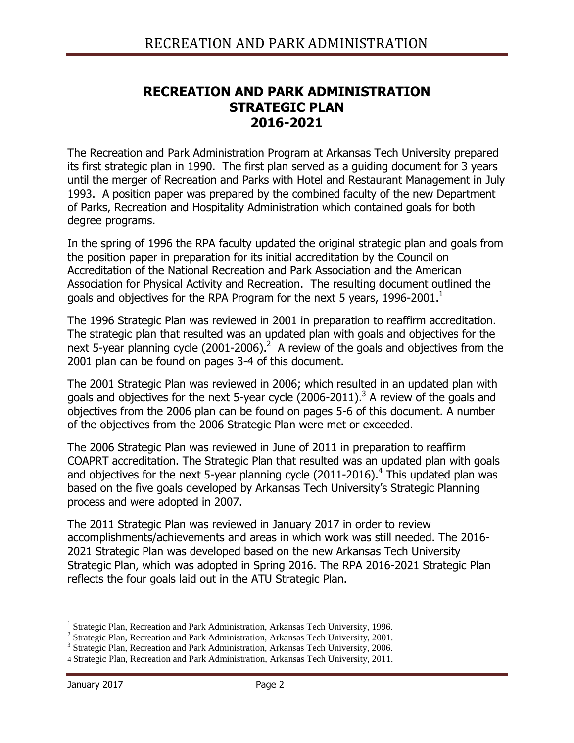# RECREATION AND PARK ADMINISTRATION STRATEGIC PLAN 2016-2021

The Recreation and Park Administration Program at Arkansas Tech University prepared its first strategic plan in 1990. The first plan served as a guiding document for 3 years until the merger of Recreation and Parks with Hotel and Restaurant Management in July 1993. A position paper was prepared by the combined faculty of the new Department of Parks, Recreation and Hospitality Administration which contained goals for both degree programs.

In the spring of 1996 the RPA faculty updated the original strategic plan and goals from the position paper in preparation for its initial accreditation by the Council on Accreditation of the National Recreation and Park Association and the American Association for Physical Activity and Recreation. The resulting document outlined the goals and objectives for the RPA Program for the next 5 years, 1996-2001.[1]

The 1996 Strategic Plan was reviewed in 2001 in preparation to reaffirm accreditation. The strategic plan that resulted was an updated plan with goals and objectives for the next 5-year planning cycle (2001-2006).[2] A review of the goals and objectives from the 2001 plan can be found on pages 3-4 of this document.

The 2001 Strategic Plan was reviewed in 2006; which resulted in an updated plan with goals and objectives for the next 5-year cycle (2006-2011).[3] A review of the goals and objectives from the 2006 plan can be found on pages 5-6 of this document. A number of the objectives from the 2006 Strategic Plan were met or exceeded.

The 2006 Strategic Plan was reviewed in June of 2011 in preparation to reaffirm COAPRT accreditation. The Strategic Plan that resulted was an updated plan with goals and objectives for the next 5-year planning cycle (2011-2016).[4] This updated plan was based on the five goals developed by Arkansas Tech University's Strategic Planning process and were adopted in 2007.

The 2011 Strategic Plan was reviewed in January 2017 in order to review accomplishments/achievements and areas in which work was still needed. The 2016-2021 Strategic Plan was developed based on the new Arkansas Tech University Strategic Plan, which was adopted in Spring 2016. The RPA 2016-2021 Strategic Plan reflects the four goals laid out in the ATU Strategic Plan.

---

[1] Strategic Plan, Recreation and Park Administration, Arkansas Tech University, 1996.

[2] Strategic Plan, Recreation and Park Administration, Arkansas Tech University, 2001.

[3] Strategic Plan, Recreation and Park Administration, Arkansas Tech University, 2006.

[4] Strategic Plan, Recreation and Park Administration, Arkansas Tech University, 2011.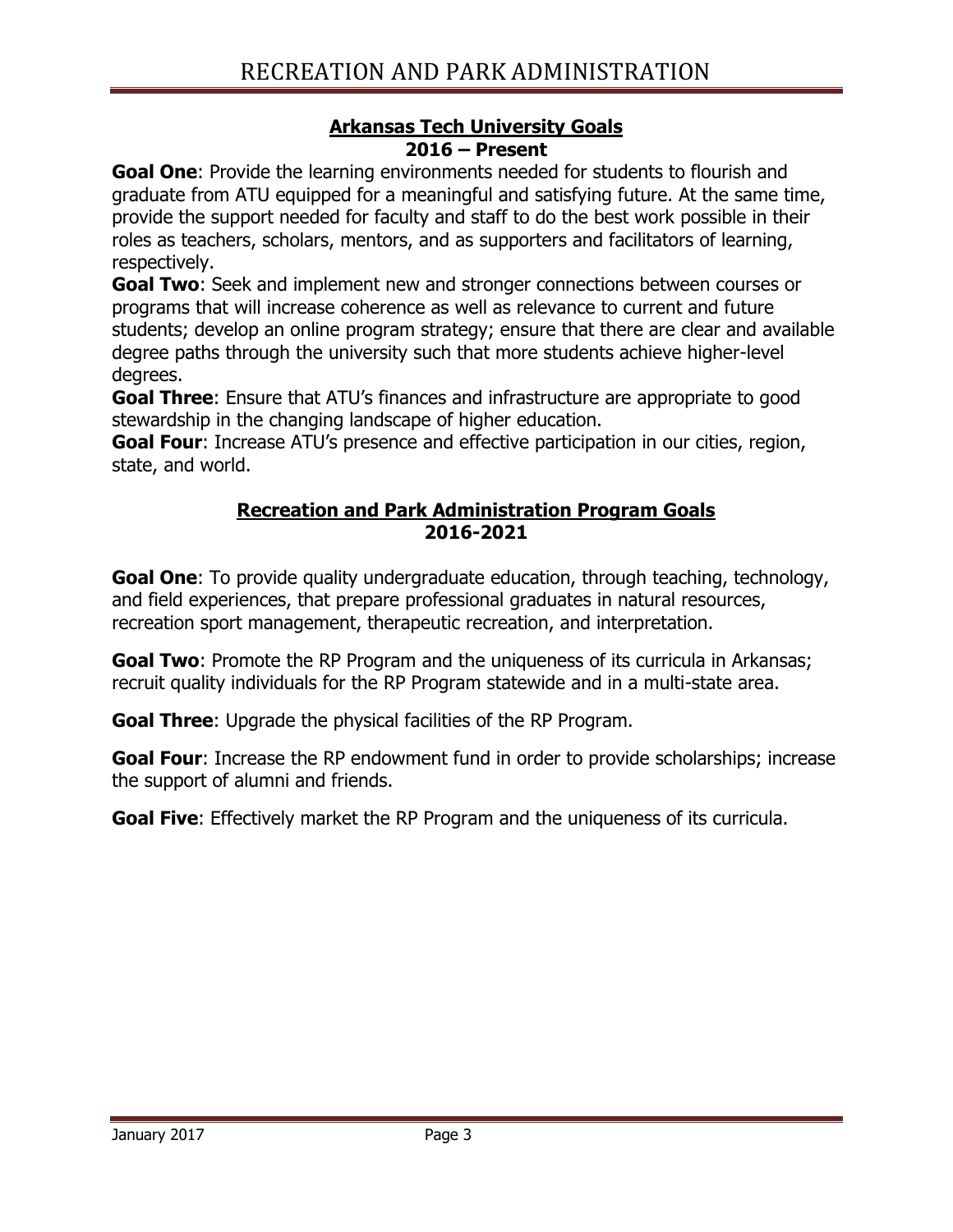## Arkansas Tech University Goals
### 2016 – Present

**Goal One**: Provide the learning environments needed for students to flourish and graduate from ATU equipped for a meaningful and satisfying future. At the same time, provide the support needed for faculty and staff to do the best work possible in their roles as teachers, scholars, mentors, and as supporters and facilitators of learning, respectively.

**Goal Two**: Seek and implement new and stronger connections between courses or programs that will increase coherence as well as relevance to current and future students; develop an online program strategy; ensure that there are clear and available degree paths through the university such that more students achieve higher-level degrees.

**Goal Three**: Ensure that ATU's finances and infrastructure are appropriate to good stewardship in the changing landscape of higher education.

**Goal Four**: Increase ATU's presence and effective participation in our cities, region, state, and world.

## Recreation and Park Administration Program Goals
### 2016-2021

**Goal One**: To provide quality undergraduate education, through teaching, technology, and field experiences, that prepare professional graduates in natural resources, recreation sport management, therapeutic recreation, and interpretation.

**Goal Two**: Promote the RP Program and the uniqueness of its curricula in Arkansas; recruit quality individuals for the RP Program statewide and in a multi-state area.

**Goal Three**: Upgrade the physical facilities of the RP Program.

**Goal Four**: Increase the RP endowment fund in order to provide scholarships; increase the support of alumni and friends.

**Goal Five**: Effectively market the RP Program and the uniqueness of its curricula.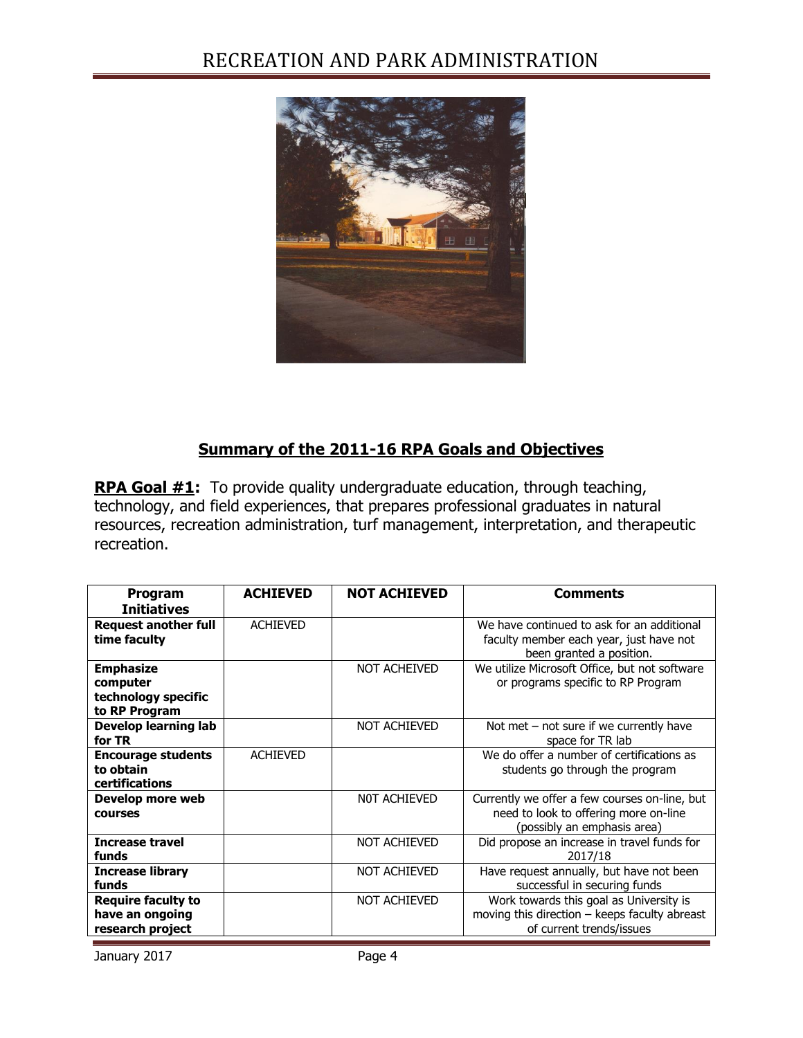## Summary of the 2011-16 RPA Goals and Objectives

**RPA Goal #1:** To provide quality undergraduate education, through teaching, technology, and field experiences, that prepares professional graduates in natural resources, recreation administration, turf management, interpretation, and therapeutic recreation.

| Program Initiatives | ACHIEVED | NOT ACHIEVED | Comments |
|---|---|---|---|
| **Request another full time faculty** | ACHIEVED | | We have continued to ask for an additional faculty member each year, just have not been granted a position. |
| **Emphasize computer technology specific to RP Program** | | NOT ACHEIVED | We utilize Microsoft Office, but not software or programs specific to RP Program |
| **Develop learning lab for TR** | | NOT ACHIEVED | Not met – not sure if we currently have space for TR lab |
| **Encourage students to obtain certifications** | ACHIEVED | | We do offer a number of certifications as students go through the program |
| **Develop more web courses** | | N0T ACHIEVED | Currently we offer a few courses on-line, but need to look to offering more on-line (possibly an emphasis area) |
| **Increase travel funds** | | NOT ACHIEVED | Did propose an increase in travel funds for 2017/18 |
| **Increase library funds** | | NOT ACHIEVED | Have request annually, but have not been successful in securing funds |
| **Require faculty to have an ongoing research project** | | NOT ACHIEVED | Work towards this goal as University is moving this direction – keeps faculty abreast of current trends/issues |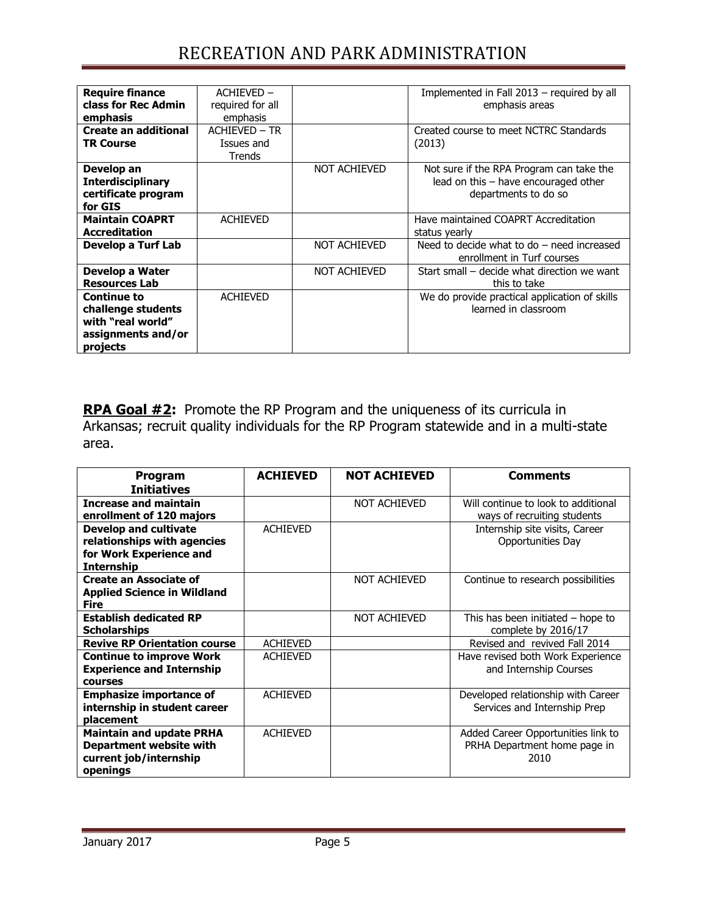| | | | |
|---|---|---|---|
| **Require finance class for Rec Admin emphasis** | ACHIEVED – required for all emphasis | | Implemented in Fall 2013 – required by all emphasis areas |
| **Create an additional TR Course** | ACHIEVED – TR Issues and Trends | | Created course to meet NCTRC Standards (2013) |
| **Develop an Interdisciplinary certificate program for GIS** | | NOT ACHIEVED | Not sure if the RPA Program can take the lead on this – have encouraged other departments to do so |
| **Maintain COAPRT Accreditation** | ACHIEVED | | Have maintained COAPRT Accreditation status yearly |
| **Develop a Turf Lab** | | NOT ACHIEVED | Need to decide what to do – need increased enrollment in Turf courses |
| **Develop a Water Resources Lab** | | NOT ACHIEVED | Start small – decide what direction we want this to take |
| **Continue to challenge students with "real world" assignments and/or projects** | ACHIEVED | | We do provide practical application of skills learned in classroom |

**RPA Goal #2:** Promote the RP Program and the uniqueness of its curricula in Arkansas; recruit quality individuals for the RP Program statewide and in a multi-state area.

| Program Initiatives | ACHIEVED | NOT ACHIEVED | Comments |
|---|---|---|---|
| **Increase and maintain enrollment of 120 majors** | | NOT ACHIEVED | Will continue to look to additional ways of recruiting students |
| **Develop and cultivate relationships with agencies for Work Experience and Internship** | ACHIEVED | | Internship site visits, Career Opportunities Day |
| **Create an Associate of Applied Science in Wildland Fire** | | NOT ACHIEVED | Continue to research possibilities |
| **Establish dedicated RP Scholarships** | | NOT ACHIEVED | This has been initiated – hope to complete by 2016/17 |
| **Revive RP Orientation course** | ACHIEVED | | Revised and revived Fall 2014 |
| **Continue to improve Work Experience and Internship courses** | ACHIEVED | | Have revised both Work Experience and Internship Courses |
| **Emphasize importance of internship in student career placement** | ACHIEVED | | Developed relationship with Career Services and Internship Prep |
| **Maintain and update PRHA Department website with current job/internship openings** | ACHIEVED | | Added Career Opportunities link to PRHA Department home page in 2010 |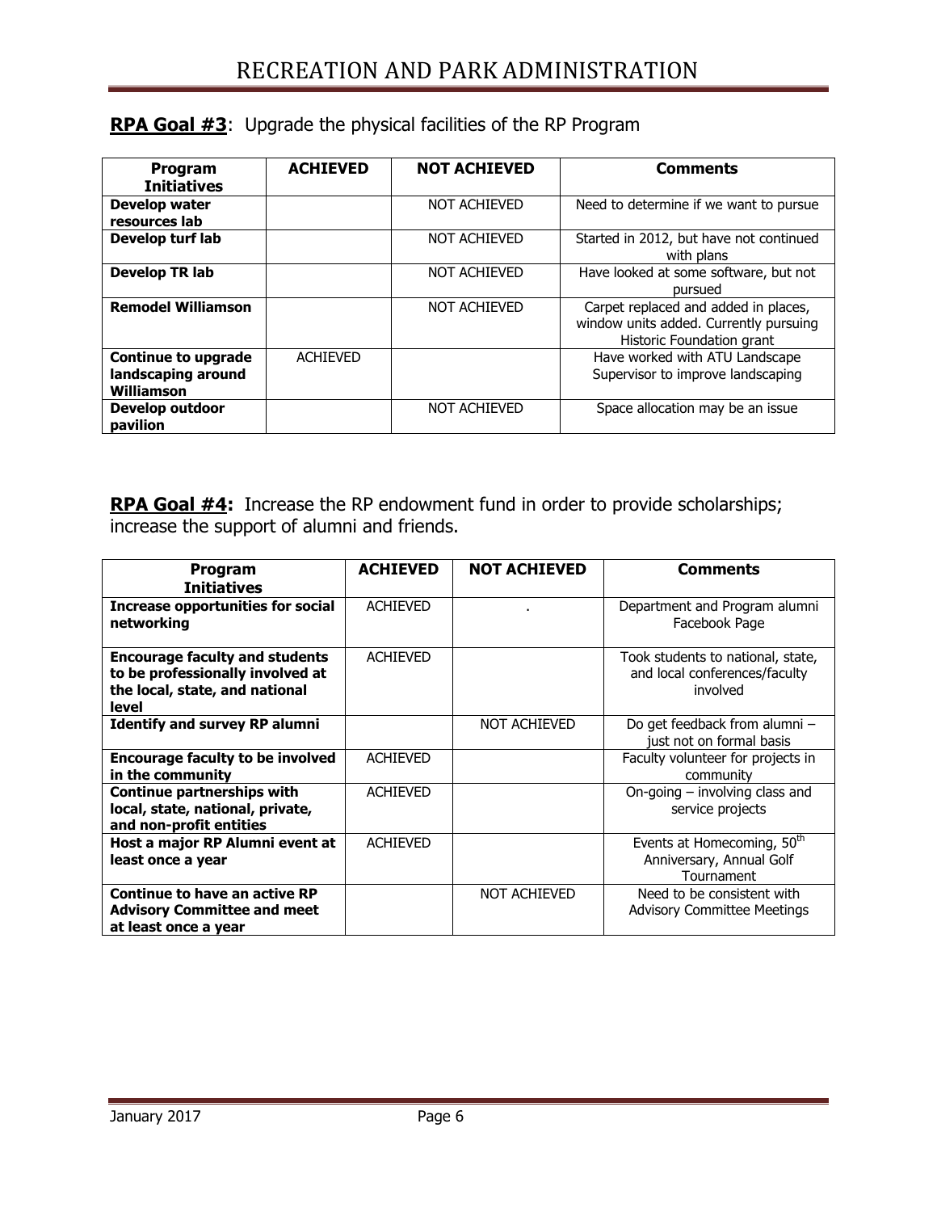**RPA Goal #3**: Upgrade the physical facilities of the RP Program

| Program Initiatives | ACHIEVED | NOT ACHIEVED | Comments |
|---|---|---|---|
| **Develop water resources lab** | | NOT ACHIEVED | Need to determine if we want to pursue |
| **Develop turf lab** | | NOT ACHIEVED | Started in 2012, but have not continued with plans |
| **Develop TR lab** | | NOT ACHIEVED | Have looked at some software, but not pursued |
| **Remodel Williamson** | | NOT ACHIEVED | Carpet replaced and added in places, window units added. Currently pursuing Historic Foundation grant |
| **Continue to upgrade landscaping around Williamson** | ACHIEVED | | Have worked with ATU Landscape Supervisor to improve landscaping |
| **Develop outdoor pavilion** | | NOT ACHIEVED | Space allocation may be an issue |

**RPA Goal #4:** Increase the RP endowment fund in order to provide scholarships; increase the support of alumni and friends.

| Program Initiatives | ACHIEVED | NOT ACHIEVED | Comments |
|---|---|---|---|
| **Increase opportunities for social networking** | ACHIEVED | . | Department and Program alumni Facebook Page |
| **Encourage faculty and students to be professionally involved at the local, state, and national level** | ACHIEVED | | Took students to national, state, and local conferences/faculty involved |
| **Identify and survey RP alumni** | | NOT ACHIEVED | Do get feedback from alumni – just not on formal basis |
| **Encourage faculty to be involved in the community** | ACHIEVED | | Faculty volunteer for projects in community |
| **Continue partnerships with local, state, national, private, and non-profit entities** | ACHIEVED | | On-going – involving class and service projects |
| **Host a major RP Alumni event at least once a year** | ACHIEVED | | Events at Homecoming, 50th Anniversary, Annual Golf Tournament |
| **Continue to have an active RP Advisory Committee and meet at least once a year** | | NOT ACHIEVED | Need to be consistent with Advisory Committee Meetings |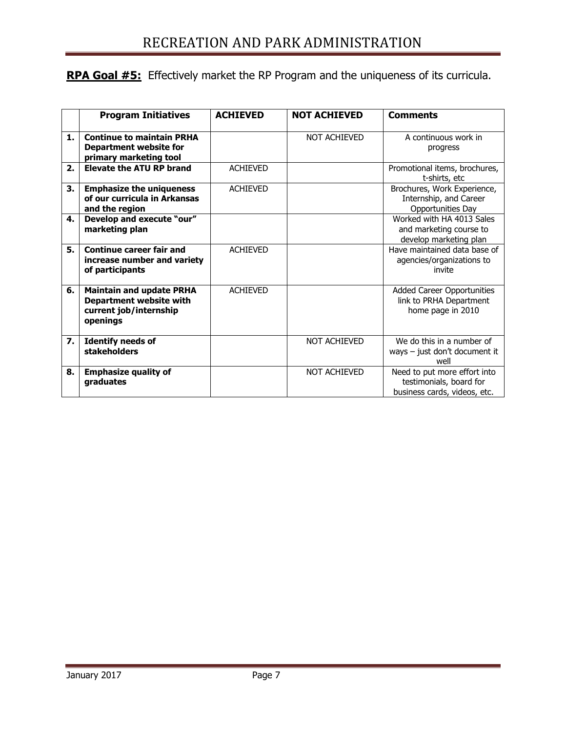**RPA Goal #5:** Effectively market the RP Program and the uniqueness of its curricula.

| | Program Initiatives | ACHIEVED | NOT ACHIEVED | Comments |
|---|---|---|---|---|
| 1. | **Continue to maintain PRHA Department website for primary marketing tool** | | NOT ACHIEVED | A continuous work in progress |
| 2. | **Elevate the ATU RP brand** | ACHIEVED | | Promotional items, brochures, t-shirts, etc |
| 3. | **Emphasize the uniqueness of our curricula in Arkansas and the region** | ACHIEVED | | Brochures, Work Experience, Internship, and Career Opportunities Day |
| 4. | **Develop and execute "our" marketing plan** | | | Worked with HA 4013 Sales and marketing course to develop marketing plan |
| 5. | **Continue career fair and increase number and variety of participants** | ACHIEVED | | Have maintained data base of agencies/organizations to invite |
| 6. | **Maintain and update PRHA Department website with current job/internship openings** | ACHIEVED | | Added Career Opportunities link to PRHA Department home page in 2010 |
| 7. | **Identify needs of stakeholders** | | NOT ACHIEVED | We do this in a number of ways – just don't document it well |
| 8. | **Emphasize quality of graduates** | | NOT ACHIEVED | Need to put more effort into testimonials, board for business cards, videos, etc. |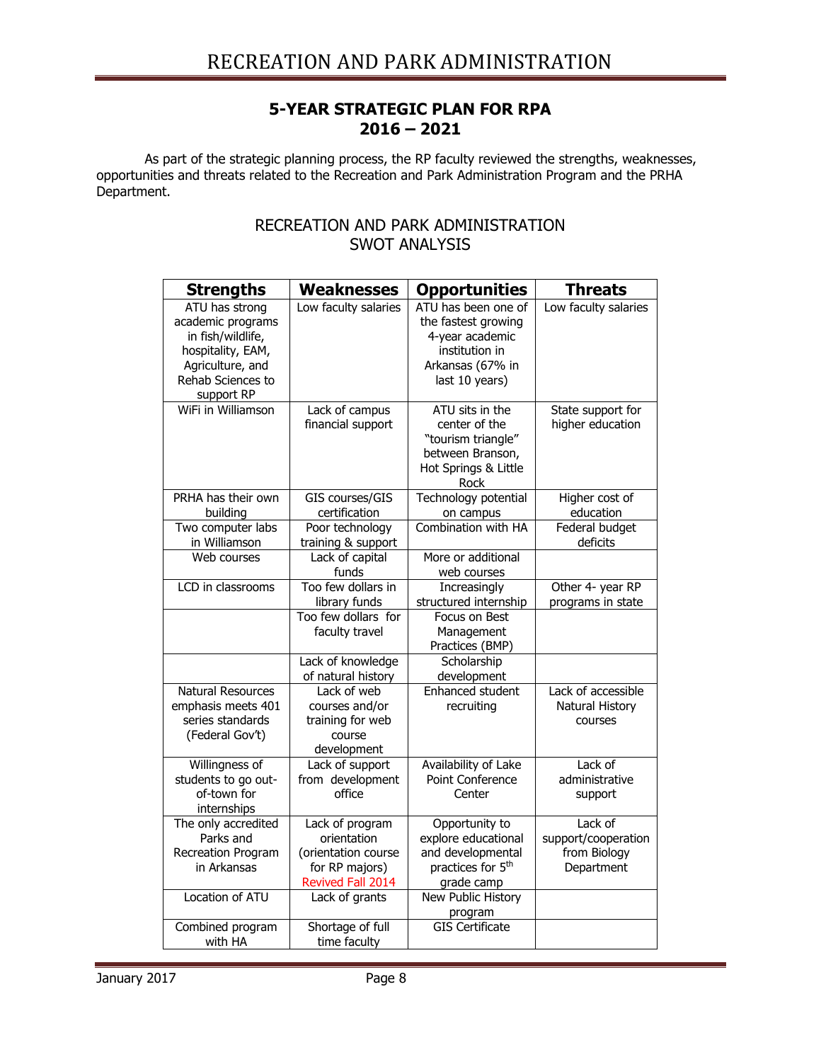# RECREATION AND PARK ADMINISTRATION

## 5-YEAR STRATEGIC PLAN FOR RPA
## 2016 – 2021

As part of the strategic planning process, the RP faculty reviewed the strengths, weaknesses, opportunities and threats related to the Recreation and Park Administration Program and the PRHA Department.

### RECREATION AND PARK ADMINISTRATION SWOT ANALYSIS

| Strengths | Weaknesses | Opportunities | Threats |
|---|---|---|---|
| ATU has strong academic programs in fish/wildlife, hospitality, EAM, Agriculture, and Rehab Sciences to support RP | Low faculty salaries | ATU has been one of the fastest growing 4-year academic institution in Arkansas (67% in last 10 years) | Low faculty salaries |
| WiFi in Williamson | Lack of campus financial support | ATU sits in the center of the "tourism triangle" between Branson, Hot Springs & Little Rock | State support for higher education |
| PRHA has their own building | GIS courses/GIS certification | Technology potential on campus | Higher cost of education |
| Two computer labs in Williamson | Poor technology training & support | Combination with HA | Federal budget deficits |
| Web courses | Lack of capital funds | More or additional web courses | |
| LCD in classrooms | Too few dollars in library funds | Increasingly structured internship | Other 4- year RP programs in state |
| | Too few dollars for faculty travel | Focus on Best Management Practices (BMP) | |
| | Lack of knowledge of natural history | Scholarship development | |
| Natural Resources emphasis meets 401 series standards (Federal Gov't) | Lack of web courses and/or training for web course development | Enhanced student recruiting | Lack of accessible Natural History courses |
| Willingness of students to go out-of-town for internships | Lack of support from development office | Availability of Lake Point Conference Center | Lack of administrative support |
| The only accredited Parks and Recreation Program in Arkansas | Lack of program orientation (orientation course for RP majors) Revived Fall 2014 | Opportunity to explore educational and developmental practices for 5th grade camp | Lack of support/cooperation from Biology Department |
| Location of ATU | Lack of grants | New Public History program | |
| Combined program with HA | Shortage of full time faculty | GIS Certificate | |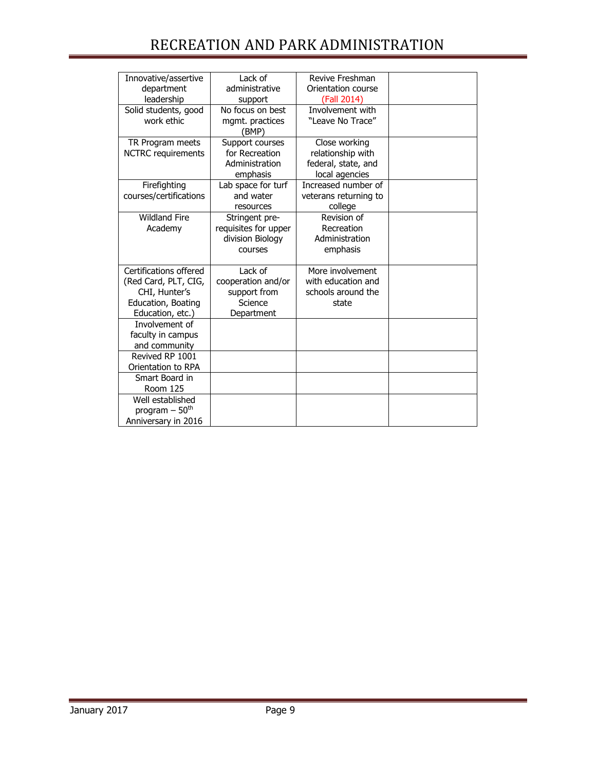| Innovative/assertive department leadership | Lack of administrative support | Revive Freshman Orientation course (Fall 2014) | |
|---|---|---|---|
| Solid students, good work ethic | No focus on best mgmt. practices (BMP) | Involvement with "Leave No Trace" | |
| TR Program meets NCTRC requirements | Support courses for Recreation Administration emphasis | Close working relationship with federal, state, and local agencies | |
| Firefighting courses/certifications | Lab space for turf and water resources | Increased number of veterans returning to college | |
| Wildland Fire Academy | Stringent pre-requisites for upper division Biology courses | Revision of Recreation Administration emphasis | |
| Certifications offered (Red Card, PLT, CIG, CHI, Hunter's Education, Boating Education, etc.) | Lack of cooperation and/or support from Science Department | More involvement with education and schools around the state | |
| Involvement of faculty in campus and community | | | |
| Revived RP 1001 Orientation to RPA | | | |
| Smart Board in Room 125 | | | |
| Well established program – 50th Anniversary in 2016 | | | |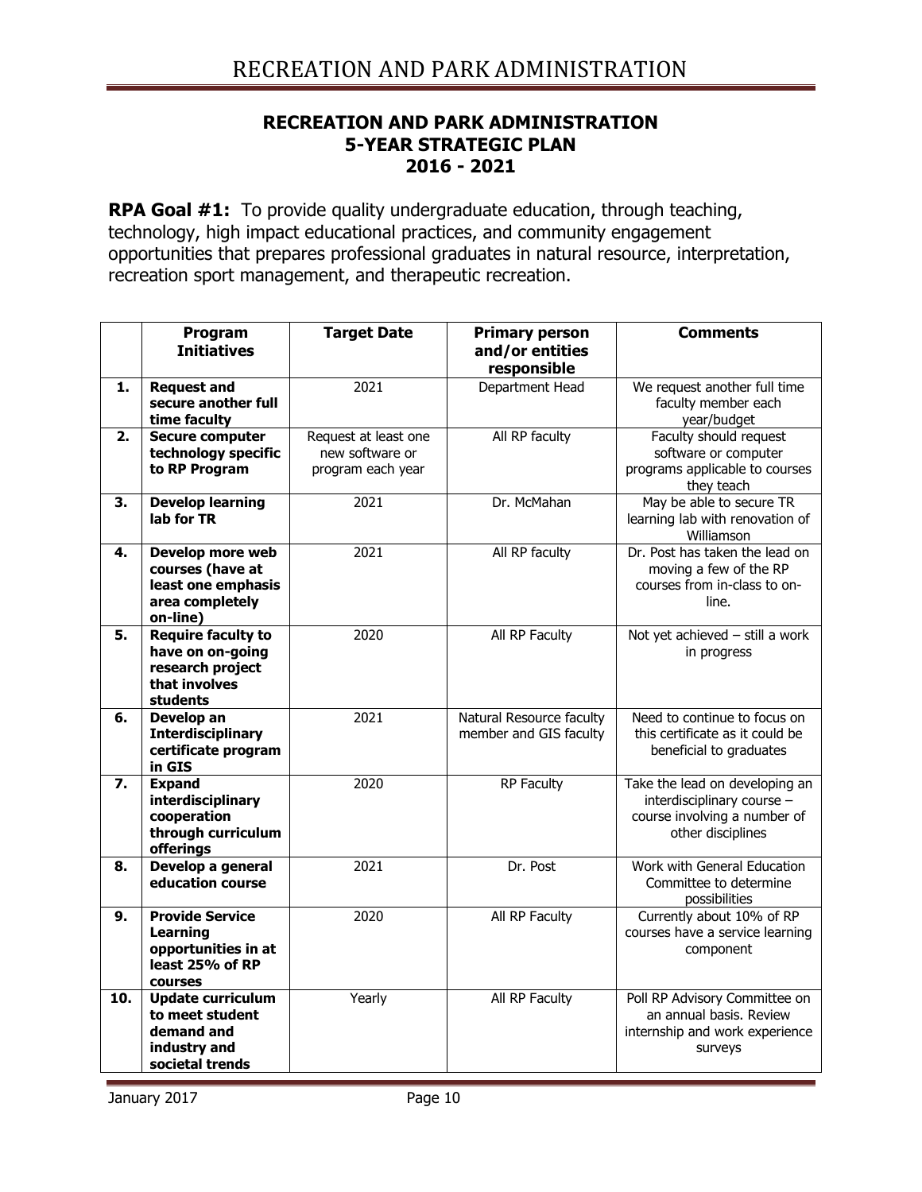## RECREATION AND PARK ADMINISTRATION
## 5-YEAR STRATEGIC PLAN
## 2016 - 2021

**RPA Goal #1:** To provide quality undergraduate education, through teaching, technology, high impact educational practices, and community engagement opportunities that prepares professional graduates in natural resource, interpretation, recreation sport management, and therapeutic recreation.

| | Program Initiatives | Target Date | Primary person and/or entities responsible | Comments |
|---|---|---|---|---|
| **1.** | **Request and secure another full time faculty** | 2021 | Department Head | We request another full time faculty member each year/budget |
| **2.** | **Secure computer technology specific to RP Program** | Request at least one new software or program each year | All RP faculty | Faculty should request software or computer programs applicable to courses they teach |
| **3.** | **Develop learning lab for TR** | 2021 | Dr. McMahan | May be able to secure TR learning lab with renovation of Williamson |
| **4.** | **Develop more web courses (have at least one emphasis area completely on-line)** | 2021 | All RP faculty | Dr. Post has taken the lead on moving a few of the RP courses from in-class to on-line. |
| **5.** | **Require faculty to have on on-going research project that involves students** | 2020 | All RP Faculty | Not yet achieved – still a work in progress |
| **6.** | **Develop an Interdisciplinary certificate program in GIS** | 2021 | Natural Resource faculty member and GIS faculty | Need to continue to focus on this certificate as it could be beneficial to graduates |
| **7.** | **Expand interdisciplinary cooperation through curriculum offerings** | 2020 | RP Faculty | Take the lead on developing an interdisciplinary course – course involving a number of other disciplines |
| **8.** | **Develop a general education course** | 2021 | Dr. Post | Work with General Education Committee to determine possibilities |
| **9.** | **Provide Service Learning opportunities in at least 25% of RP courses** | 2020 | All RP Faculty | Currently about 10% of RP courses have a service learning component |
| **10.** | **Update curriculum to meet student demand and industry and societal trends** | Yearly | All RP Faculty | Poll RP Advisory Committee on an annual basis. Review internship and work experience surveys |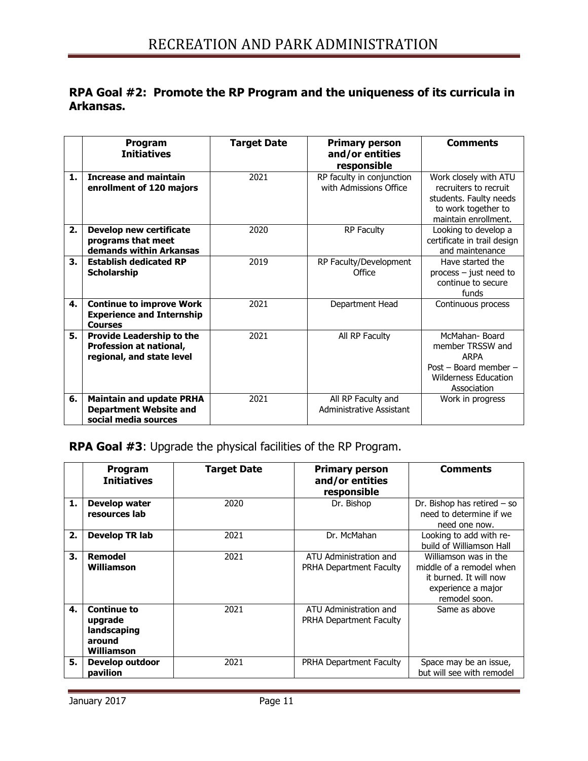## RPA Goal #2: Promote the RP Program and the uniqueness of its curricula in Arkansas.

| | Program Initiatives | Target Date | Primary person and/or entities responsible | Comments |
|---|---|---|---|---|
| 1. | **Increase and maintain enrollment of 120 majors** | 2021 | RP faculty in conjunction with Admissions Office | Work closely with ATU recruiters to recruit students. Faulty needs to work together to maintain enrollment. |
| 2. | **Develop new certificate programs that meet demands within Arkansas** | 2020 | RP Faculty | Looking to develop a certificate in trail design and maintenance |
| 3. | **Establish dedicated RP Scholarship** | 2019 | RP Faculty/Development Office | Have started the process – just need to continue to secure funds |
| 4. | **Continue to improve Work Experience and Internship Courses** | 2021 | Department Head | Continuous process |
| 5. | **Provide Leadership to the Profession at national, regional, and state level** | 2021 | All RP Faculty | McMahan- Board member TRSSW and ARPA<br>Post – Board member – Wilderness Education Association |
| 6. | **Maintain and update PRHA Department Website and social media sources** | 2021 | All RP Faculty and Administrative Assistant | Work in progress |

**RPA Goal #3**: Upgrade the physical facilities of the RP Program.

| | Program Initiatives | Target Date | Primary person and/or entities responsible | Comments |
|---|---|---|---|---|
| 1. | **Develop water resources lab** | 2020 | Dr. Bishop | Dr. Bishop has retired – so need to determine if we need one now. |
| 2. | **Develop TR lab** | 2021 | Dr. McMahan | Looking to add with re-build of Williamson Hall |
| 3. | **Remodel Williamson** | 2021 | ATU Administration and PRHA Department Faculty | Williamson was in the middle of a remodel when it burned. It will now experience a major remodel soon. |
| 4. | **Continue to upgrade landscaping around Williamson** | 2021 | ATU Administration and PRHA Department Faculty | Same as above |
| 5. | **Develop outdoor pavilion** | 2021 | PRHA Department Faculty | Space may be an issue, but will see with remodel |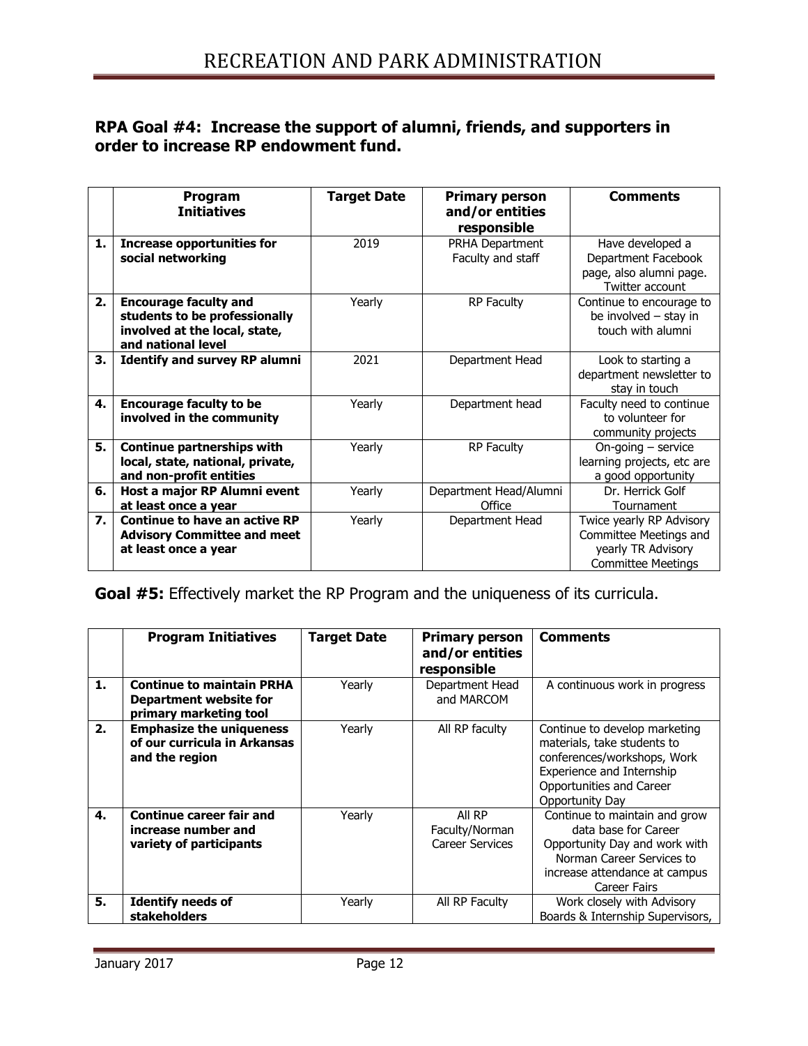## RPA Goal #4: Increase the support of alumni, friends, and supporters in order to increase RP endowment fund.

| | Program Initiatives | Target Date | Primary person and/or entities responsible | Comments |
|---|---|---|---|---|
| 1. | **Increase opportunities for social networking** | 2019 | PRHA Department Faculty and staff | Have developed a Department Facebook page, also alumni page. Twitter account |
| 2. | **Encourage faculty and students to be professionally involved at the local, state, and national level** | Yearly | RP Faculty | Continue to encourage to be involved – stay in touch with alumni |
| 3. | **Identify and survey RP alumni** | 2021 | Department Head | Look to starting a department newsletter to stay in touch |
| 4. | **Encourage faculty to be involved in the community** | Yearly | Department head | Faculty need to continue to volunteer for community projects |
| 5. | **Continue partnerships with local, state, national, private, and non-profit entities** | Yearly | RP Faculty | On-going – service learning projects, etc are a good opportunity |
| 6. | **Host a major RP Alumni event at least once a year** | Yearly | Department Head/Alumni Office | Dr. Herrick Golf Tournament |
| 7. | **Continue to have an active RP Advisory Committee and meet at least once a year** | Yearly | Department Head | Twice yearly RP Advisory Committee Meetings and yearly TR Advisory Committee Meetings |

**Goal #5:** Effectively market the RP Program and the uniqueness of its curricula.

| | Program Initiatives | Target Date | Primary person and/or entities responsible | Comments |
|---|---|---|---|---|
| 1. | **Continue to maintain PRHA Department website for primary marketing tool** | Yearly | Department Head and MARCOM | A continuous work in progress |
| 2. | **Emphasize the uniqueness of our curricula in Arkansas and the region** | Yearly | All RP faculty | Continue to develop marketing materials, take students to conferences/workshops, Work Experience and Internship Opportunities and Career Opportunity Day |
| 4. | **Continue career fair and increase number and variety of participants** | Yearly | All RP Faculty/Norman Career Services | Continue to maintain and grow data base for Career Opportunity Day and work with Norman Career Services to increase attendance at campus Career Fairs |
| 5. | **Identify needs of stakeholders** | Yearly | All RP Faculty | Work closely with Advisory Boards & Internship Supervisors, |